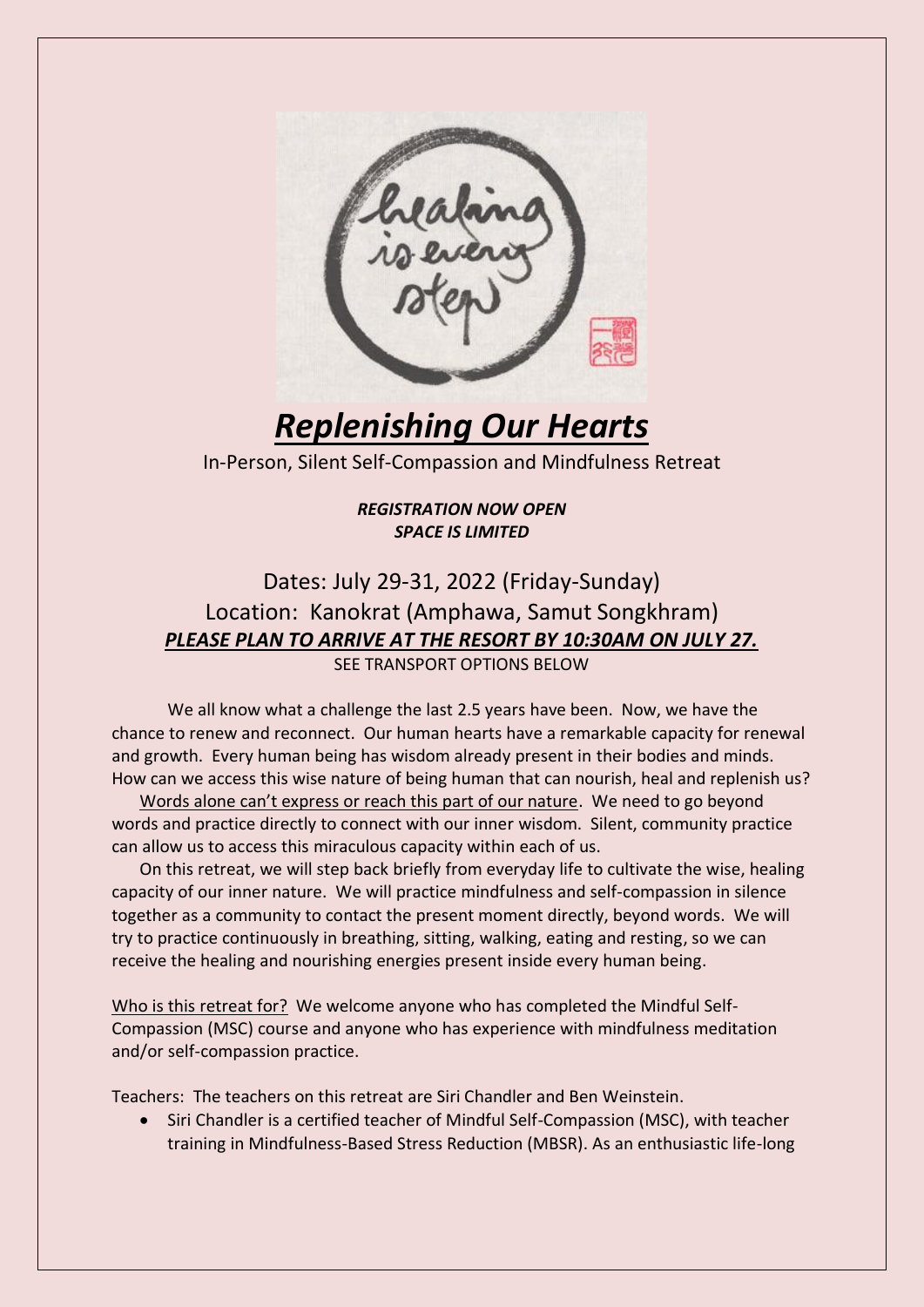# ***Replenishing Our Hearts***

In-Person, Silent Self-Compassion and Mindfulness Retreat

***REGISTRATION NOW OPEN***
***SPACE IS LIMITED***

## Dates: July 29-31, 2022 (Friday-Sunday)
## Location: Kanokrat (Amphawa, Samut Songkhram)
## ***PLEASE PLAN TO ARRIVE AT THE RESORT BY 10:30AM ON JULY 27.***

SEE TRANSPORT OPTIONS BELOW

We all know what a challenge the last 2.5 years have been. Now, we have the chance to renew and reconnect. Our human hearts have a remarkable capacity for renewal and growth. Every human being has wisdom already present in their bodies and minds. How can we access this wise nature of being human that can nourish, heal and replenish us?

Words alone can't express or reach this part of our nature. We need to go beyond words and practice directly to connect with our inner wisdom. Silent, community practice can allow us to access this miraculous capacity within each of us.

On this retreat, we will step back briefly from everyday life to cultivate the wise, healing capacity of our inner nature. We will practice mindfulness and self-compassion in silence together as a community to contact the present moment directly, beyond words. We will try to practice continuously in breathing, sitting, walking, eating and resting, so we can receive the healing and nourishing energies present inside every human being.

Who is this retreat for? We welcome anyone who has completed the Mindful Self-Compassion (MSC) course and anyone who has experience with mindfulness meditation and/or self-compassion practice.

Teachers: The teachers on this retreat are Siri Chandler and Ben Weinstein.

- Siri Chandler is a certified teacher of Mindful Self-Compassion (MSC), with teacher training in Mindfulness-Based Stress Reduction (MBSR). As an enthusiastic life-long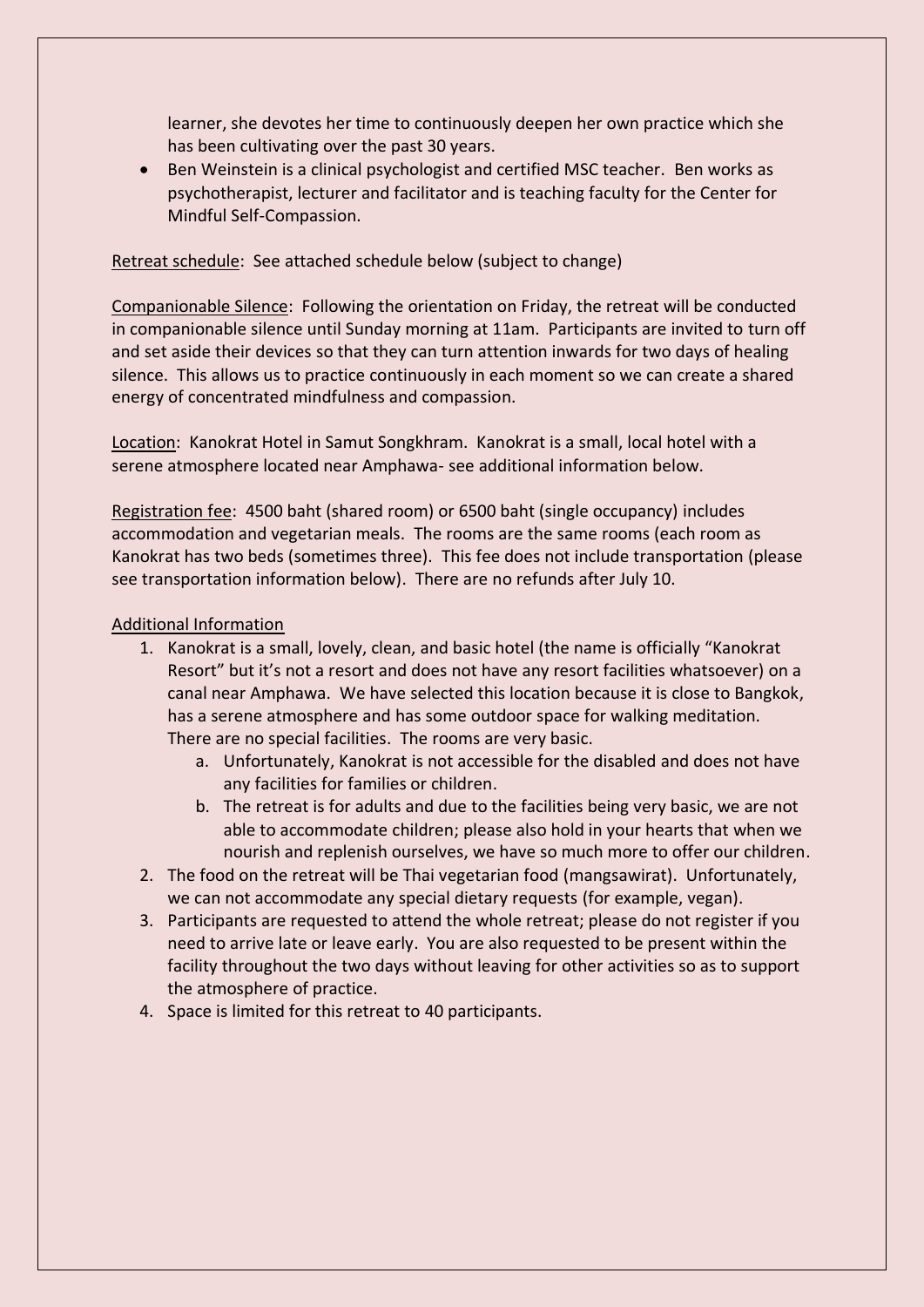learner, she devotes her time to continuously deepen her own practice which she has been cultivating over the past 30 years.

- Ben Weinstein is a clinical psychologist and certified MSC teacher. Ben works as psychotherapist, lecturer and facilitator and is teaching faculty for the Center for Mindful Self-Compassion.

Retreat schedule: See attached schedule below (subject to change)

Companionable Silence: Following the orientation on Friday, the retreat will be conducted in companionable silence until Sunday morning at 11am. Participants are invited to turn off and set aside their devices so that they can turn attention inwards for two days of healing silence. This allows us to practice continuously in each moment so we can create a shared energy of concentrated mindfulness and compassion.

Location: Kanokrat Hotel in Samut Songkhram. Kanokrat is a small, local hotel with a serene atmosphere located near Amphawa- see additional information below.

Registration fee: 4500 baht (shared room) or 6500 baht (single occupancy) includes accommodation and vegetarian meals. The rooms are the same rooms (each room as Kanokrat has two beds (sometimes three). This fee does not include transportation (please see transportation information below). There are no refunds after July 10.

Additional Information

1. Kanokrat is a small, lovely, clean, and basic hotel (the name is officially "Kanokrat Resort" but it's not a resort and does not have any resort facilities whatsoever) on a canal near Amphawa. We have selected this location because it is close to Bangkok, has a serene atmosphere and has some outdoor space for walking meditation. There are no special facilities. The rooms are very basic.
    a. Unfortunately, Kanokrat is not accessible for the disabled and does not have any facilities for families or children.
    b. The retreat is for adults and due to the facilities being very basic, we are not able to accommodate children; please also hold in your hearts that when we nourish and replenish ourselves, we have so much more to offer our children.
2. The food on the retreat will be Thai vegetarian food (mangsawirat). Unfortunately, we can not accommodate any special dietary requests (for example, vegan).
3. Participants are requested to attend the whole retreat; please do not register if you need to arrive late or leave early. You are also requested to be present within the facility throughout the two days without leaving for other activities so as to support the atmosphere of practice.
4. Space is limited for this retreat to 40 participants.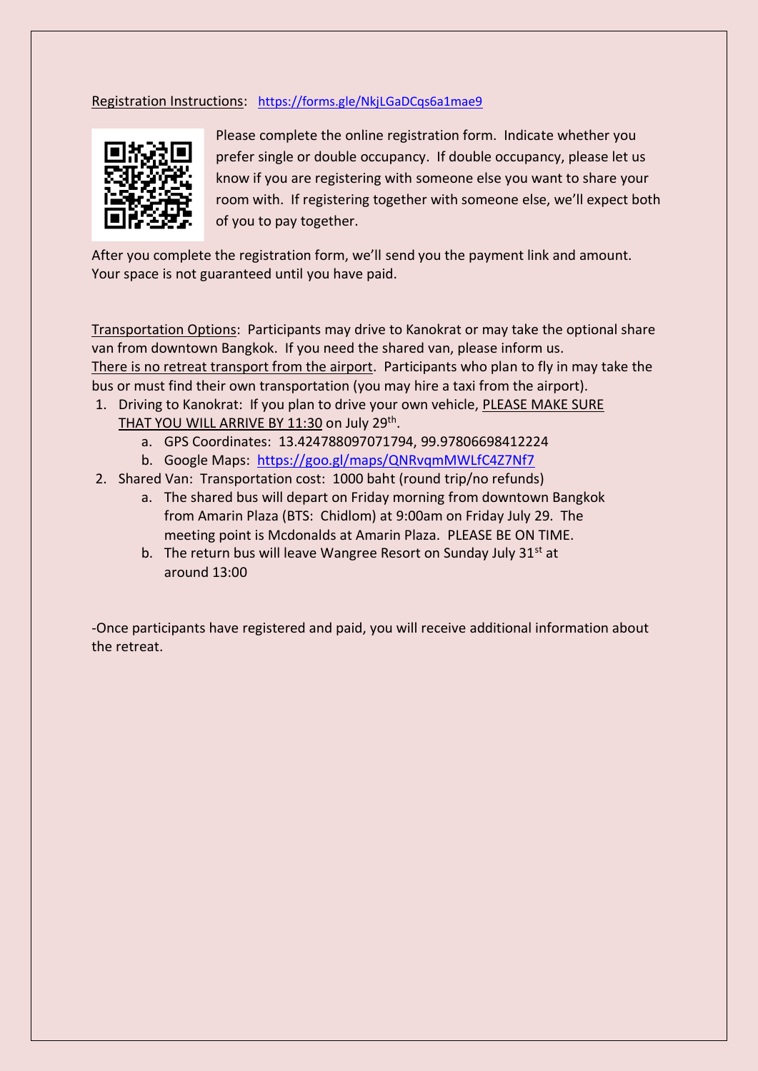Registration Instructions: https://forms.gle/NkjLGaDCqs6a1mae9

Please complete the online registration form. Indicate whether you prefer single or double occupancy. If double occupancy, please let us know if you are registering with someone else you want to share your room with. If registering together with someone else, we'll expect both of you to pay together.

After you complete the registration form, we'll send you the payment link and amount. Your space is not guaranteed until you have paid.

Transportation Options: Participants may drive to Kanokrat or may take the optional share van from downtown Bangkok. If you need the shared van, please inform us.
There is no retreat transport from the airport. Participants who plan to fly in may take the bus or must find their own transportation (you may hire a taxi from the airport).

1. Driving to Kanokrat: If you plan to drive your own vehicle, PLEASE MAKE SURE THAT YOU WILL ARRIVE BY 11:30 on July 29th.
    a. GPS Coordinates: 13.424788097071794, 99.97806698412224
    b. Google Maps: https://goo.gl/maps/QNRvqmMWLfC4Z7Nf7
2. Shared Van: Transportation cost: 1000 baht (round trip/no refunds)
    a. The shared bus will depart on Friday morning from downtown Bangkok from Amarin Plaza (BTS: Chidlom) at 9:00am on Friday July 29. The meeting point is Mcdonalds at Amarin Plaza. PLEASE BE ON TIME.
    b. The return bus will leave Wangree Resort on Sunday July 31st at around 13:00

-Once participants have registered and paid, you will receive additional information about the retreat.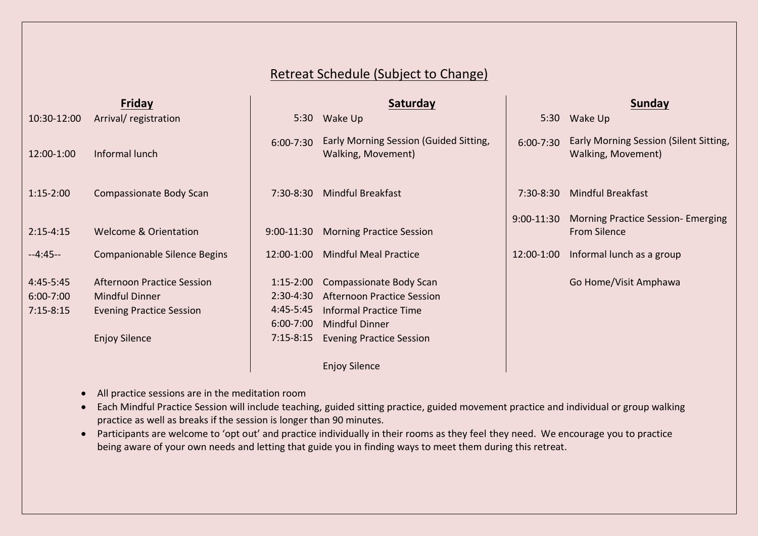# Retreat Schedule (Subject to Change)

## Friday

| | |
|---|---|
| 10:30-12:00 | Arrival/ registration |
| 12:00-1:00 | Informal lunch |
| 1:15-2:00 | Compassionate Body Scan |
| 2:15-4:15 | Welcome & Orientation |
| --4:45-- | Companionable Silence Begins |
| 4:45-5:45 | Afternoon Practice Session |
| 6:00-7:00 | Mindful Dinner |
| 7:15-8:15 | Evening Practice Session |
| | Enjoy Silence |

## Saturday

| | |
|---|---|
| 5:30 | Wake Up |
| 6:00-7:30 | Early Morning Session (Guided Sitting, Walking, Movement) |
| 7:30-8:30 | Mindful Breakfast |
| 9:00-11:30 | Morning Practice Session |
| 12:00-1:00 | Mindful Meal Practice |
| 1:15-2:00 | Compassionate Body Scan |
| 2:30-4:30 | Afternoon Practice Session |
| 4:45-5:45 | Informal Practice Time |
| 6:00-7:00 | Mindful Dinner |
| 7:15-8:15 | Evening Practice Session |
| | Enjoy Silence |

## Sunday

| | |
|---|---|
| 5:30 | Wake Up |
| 6:00-7:30 | Early Morning Session (Silent Sitting, Walking, Movement) |
| 7:30-8:30 | Mindful Breakfast |
| 9:00-11:30 | Morning Practice Session- Emerging From Silence |
| 12:00-1:00 | Informal lunch as a group |
| | Go Home/Visit Amphawa |

- All practice sessions are in the meditation room
- Each Mindful Practice Session will include teaching, guided sitting practice, guided movement practice and individual or group walking practice as well as breaks if the session is longer than 90 minutes.
- Participants are welcome to 'opt out' and practice individually in their rooms as they feel they need. We encourage you to practice being aware of your own needs and letting that guide you in finding ways to meet them during this retreat.